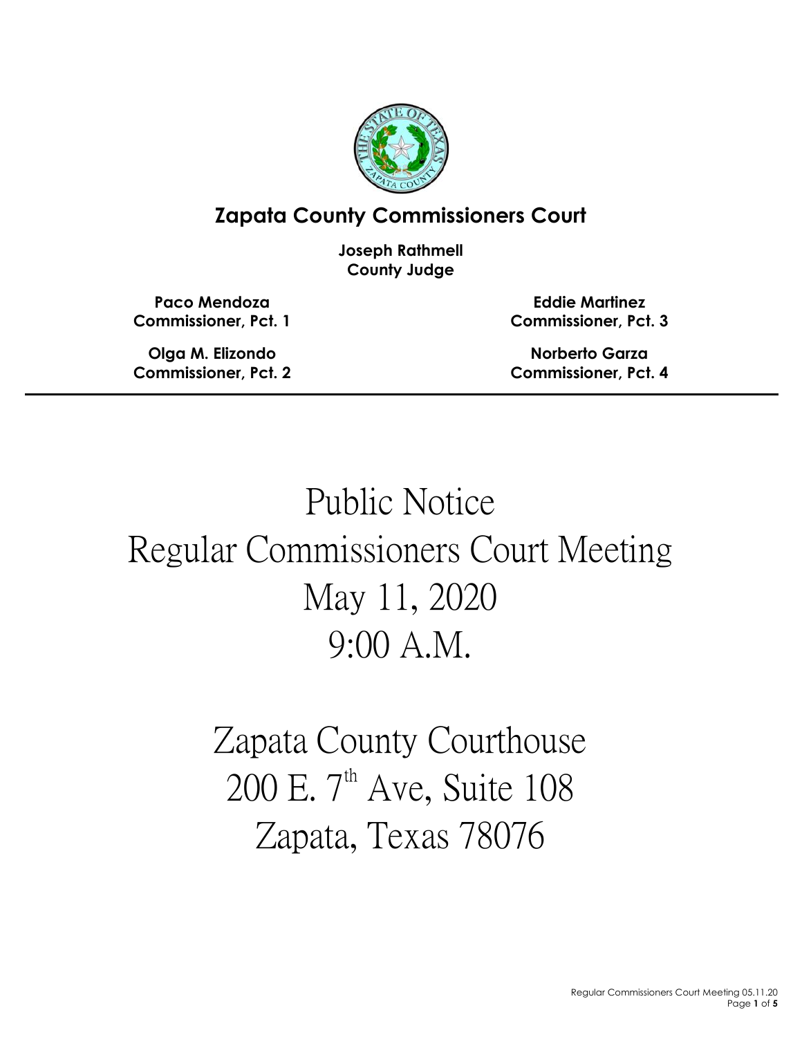## Zapata County Commissioners Court

**Joseph Rathmell**
**County Judge**

**Paco Mendoza**
**Commissioner, Pct. 1**

**Olga M. Elizondo**
**Commissioner, Pct. 2**

**Eddie Martinez**
**Commissioner, Pct. 3**

**Norberto Garza**
**Commissioner, Pct. 4**

---

# Public Notice
# Regular Commissioners Court Meeting
# May 11, 2020
# 9:00 A.M.

# Zapata County Courthouse
# 200 E. 7th Ave, Suite 108
# Zapata, Texas 78076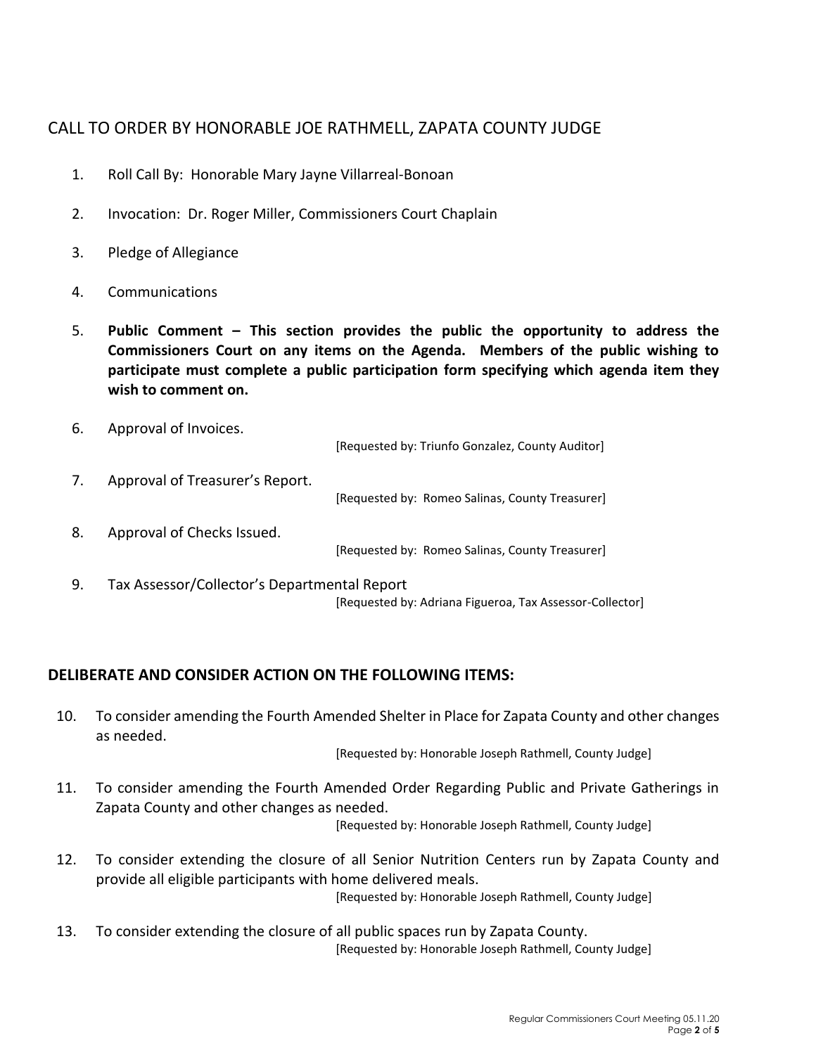## CALL TO ORDER BY HONORABLE JOE RATHMELL, ZAPATA COUNTY JUDGE

1. Roll Call By: Honorable Mary Jayne Villarreal-Bonoan

2. Invocation: Dr. Roger Miller, Commissioners Court Chaplain

3. Pledge of Allegiance

4. Communications

5. **Public Comment – This section provides the public the opportunity to address the Commissioners Court on any items on the Agenda. Members of the public wishing to participate must complete a public participation form specifying which agenda item they wish to comment on.**

6. Approval of Invoices.
   [Requested by: Triunfo Gonzalez, County Auditor]

7. Approval of Treasurer's Report.
   [Requested by: Romeo Salinas, County Treasurer]

8. Approval of Checks Issued.
   [Requested by: Romeo Salinas, County Treasurer]

9. Tax Assessor/Collector's Departmental Report
   [Requested by: Adriana Figueroa, Tax Assessor-Collector]

## DELIBERATE AND CONSIDER ACTION ON THE FOLLOWING ITEMS:

10. To consider amending the Fourth Amended Shelter in Place for Zapata County and other changes as needed.
    [Requested by: Honorable Joseph Rathmell, County Judge]

11. To consider amending the Fourth Amended Order Regarding Public and Private Gatherings in Zapata County and other changes as needed.
    [Requested by: Honorable Joseph Rathmell, County Judge]

12. To consider extending the closure of all Senior Nutrition Centers run by Zapata County and provide all eligible participants with home delivered meals.
    [Requested by: Honorable Joseph Rathmell, County Judge]

13. To consider extending the closure of all public spaces run by Zapata County.
    [Requested by: Honorable Joseph Rathmell, County Judge]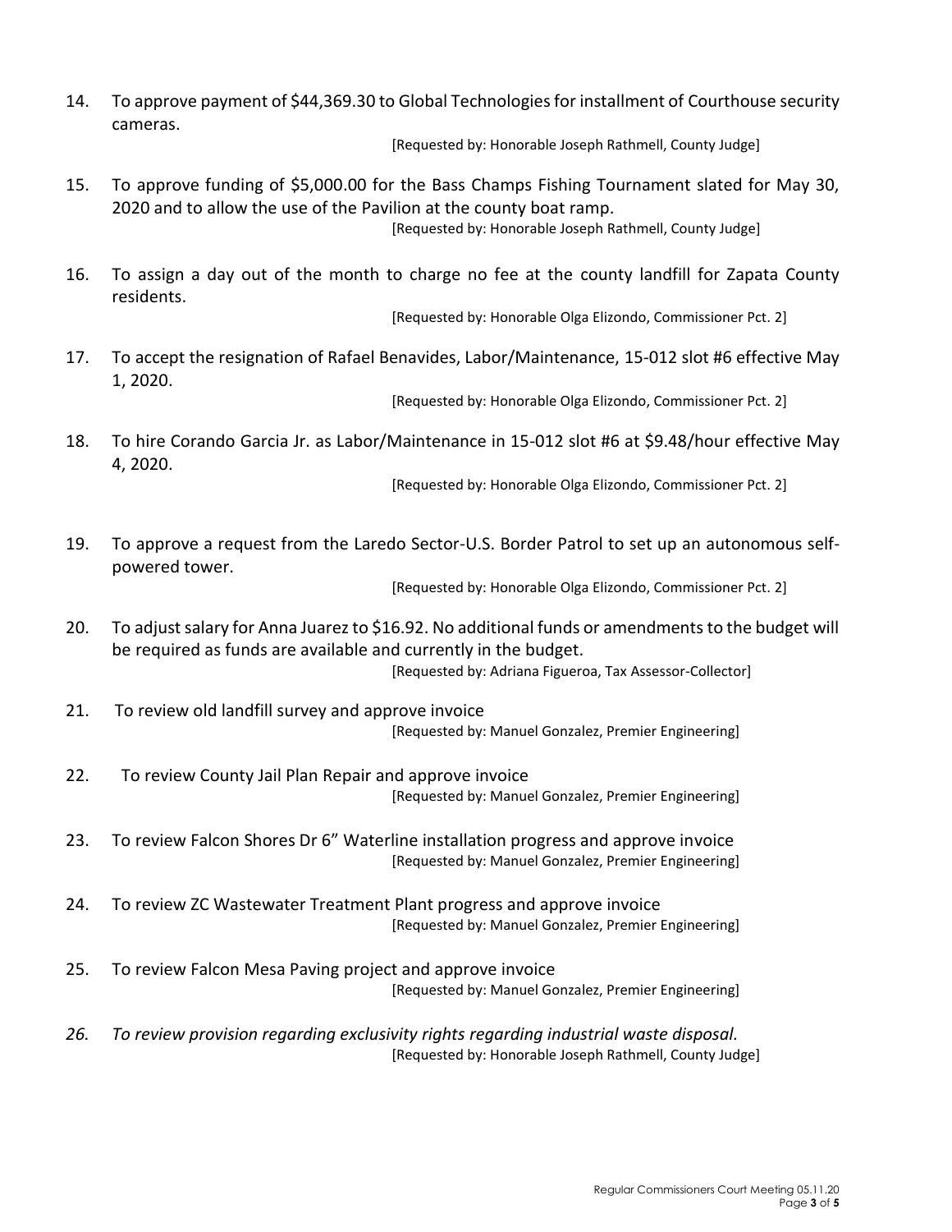14. To approve payment of $44,369.30 to Global Technologies for installment of Courthouse security cameras.
[Requested by: Honorable Joseph Rathmell, County Judge]

15. To approve funding of $5,000.00 for the Bass Champs Fishing Tournament slated for May 30, 2020 and to allow the use of the Pavilion at the county boat ramp.
[Requested by: Honorable Joseph Rathmell, County Judge]

16. To assign a day out of the month to charge no fee at the county landfill for Zapata County residents.
[Requested by: Honorable Olga Elizondo, Commissioner Pct. 2]

17. To accept the resignation of Rafael Benavides, Labor/Maintenance, 15-012 slot #6 effective May 1, 2020.
[Requested by: Honorable Olga Elizondo, Commissioner Pct. 2]

18. To hire Corando Garcia Jr. as Labor/Maintenance in 15-012 slot #6 at $9.48/hour effective May 4, 2020.
[Requested by: Honorable Olga Elizondo, Commissioner Pct. 2]

19. To approve a request from the Laredo Sector-U.S. Border Patrol to set up an autonomous self-powered tower.
[Requested by: Honorable Olga Elizondo, Commissioner Pct. 2]

20. To adjust salary for Anna Juarez to $16.92. No additional funds or amendments to the budget will be required as funds are available and currently in the budget.
[Requested by: Adriana Figueroa, Tax Assessor-Collector]

21. To review old landfill survey and approve invoice
[Requested by: Manuel Gonzalez, Premier Engineering]

22. To review County Jail Plan Repair and approve invoice
[Requested by: Manuel Gonzalez, Premier Engineering]

23. To review Falcon Shores Dr 6" Waterline installation progress and approve invoice
[Requested by: Manuel Gonzalez, Premier Engineering]

24. To review ZC Wastewater Treatment Plant progress and approve invoice
[Requested by: Manuel Gonzalez, Premier Engineering]

25. To review Falcon Mesa Paving project and approve invoice
[Requested by: Manuel Gonzalez, Premier Engineering]

26. *To review provision regarding exclusivity rights regarding industrial waste disposal.*
[Requested by: Honorable Joseph Rathmell, County Judge]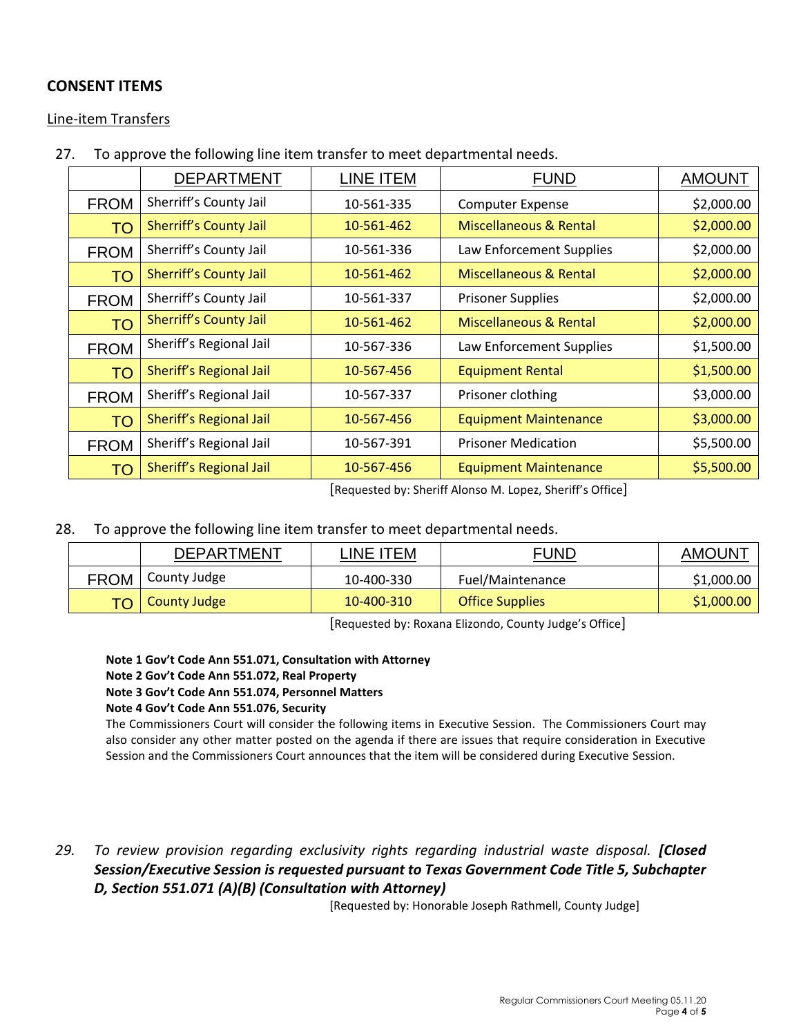## CONSENT ITEMS

Line-item Transfers

27. To approve the following line item transfer to meet departmental needs.

| | DEPARTMENT | LINE ITEM | FUND | AMOUNT |
|---|---|---|---|---|
| FROM | Sherriff's County Jail | 10-561-335 | Computer Expense | $2,000.00 |
| TO | Sherriff's County Jail | 10-561-462 | Miscellaneous & Rental | $2,000.00 |
| FROM | Sherriff's County Jail | 10-561-336 | Law Enforcement Supplies | $2,000.00 |
| TO | Sherriff's County Jail | 10-561-462 | Miscellaneous & Rental | $2,000.00 |
| FROM | Sherriff's County Jail | 10-561-337 | Prisoner Supplies | $2,000.00 |
| TO | Sherriff's County Jail | 10-561-462 | Miscellaneous & Rental | $2,000.00 |
| FROM | Sheriff's Regional Jail | 10-567-336 | Law Enforcement Supplies | $1,500.00 |
| TO | Sheriff's Regional Jail | 10-567-456 | Equipment Rental | $1,500.00 |
| FROM | Sheriff's Regional Jail | 10-567-337 | Prisoner clothing | $3,000.00 |
| TO | Sheriff's Regional Jail | 10-567-456 | Equipment Maintenance | $3,000.00 |
| FROM | Sheriff's Regional Jail | 10-567-391 | Prisoner Medication | $5,500.00 |
| TO | Sheriff's Regional Jail | 10-567-456 | Equipment Maintenance | $5,500.00 |

[Requested by: Sheriff Alonso M. Lopez, Sheriff's Office]

28. To approve the following line item transfer to meet departmental needs.

| | DEPARTMENT | LINE ITEM | FUND | AMOUNT |
|---|---|---|---|---|
| FROM | County Judge | 10-400-330 | Fuel/Maintenance | $1,000.00 |
| TO | County Judge | 10-400-310 | Office Supplies | $1,000.00 |

[Requested by: Roxana Elizondo, County Judge's Office]

**Note 1 Gov't Code Ann 551.071, Consultation with Attorney**
**Note 2 Gov't Code Ann 551.072, Real Property**
**Note 3 Gov't Code Ann 551.074, Personnel Matters**
**Note 4 Gov't Code Ann 551.076, Security**

The Commissioners Court will consider the following items in Executive Session. The Commissioners Court may also consider any other matter posted on the agenda if there are issues that require consideration in Executive Session and the Commissioners Court announces that the item will be considered during Executive Session.

29. *To review provision regarding exclusivity rights regarding industrial waste disposal.* ***[Closed Session/Executive Session is requested pursuant to Texas Government Code Title 5, Subchapter D, Section 551.071 (A)(B) (Consultation with Attorney)***

[Requested by: Honorable Joseph Rathmell, County Judge]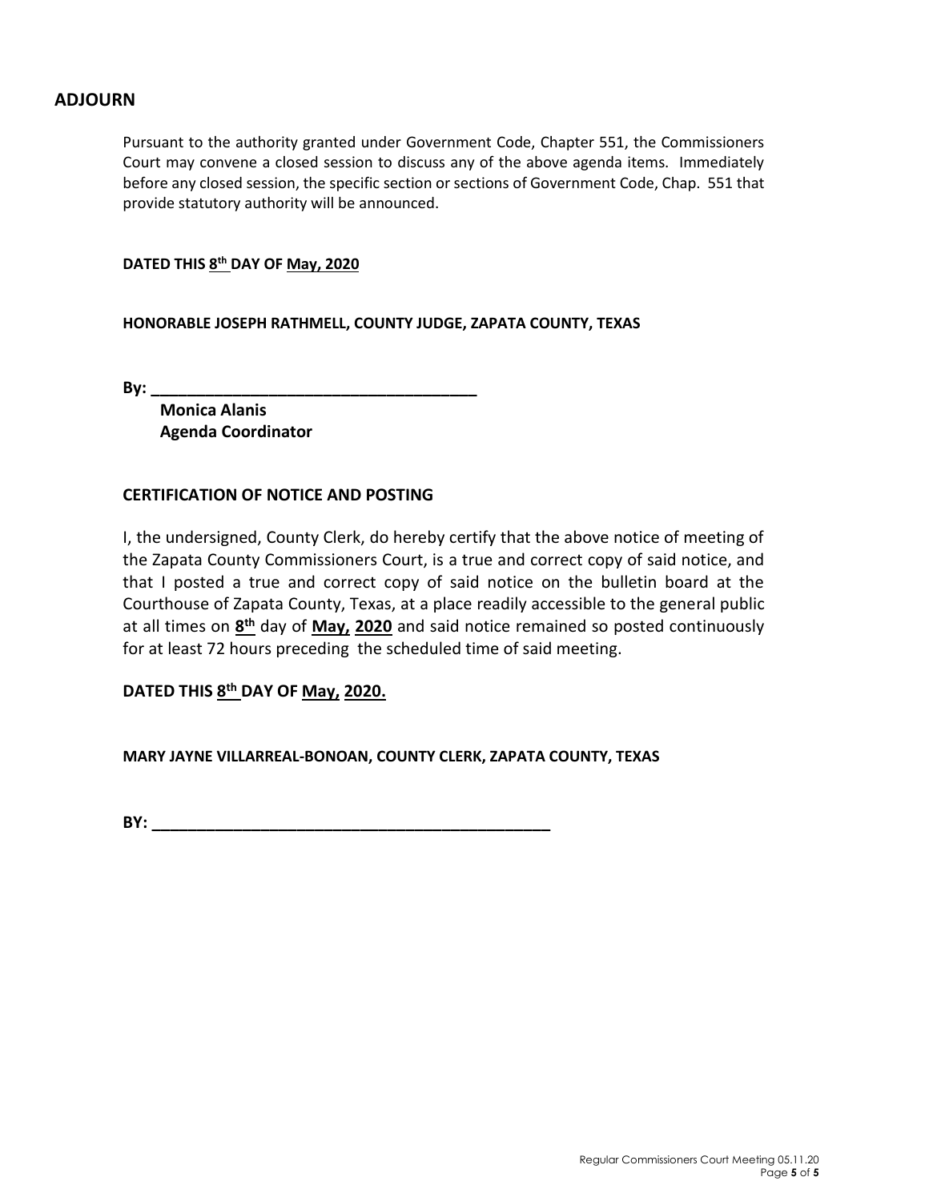## ADJOURN

Pursuant to the authority granted under Government Code, Chapter 551, the Commissioners Court may convene a closed session to discuss any of the above agenda items. Immediately before any closed session, the specific section or sections of Government Code, Chap. 551 that provide statutory authority will be announced.

**DATED THIS 8th DAY OF May, 2020**

**HONORABLE JOSEPH RATHMELL, COUNTY JUDGE, ZAPATA COUNTY, TEXAS**

**By: ______________________________________**
**Monica Alanis**
**Agenda Coordinator**

### CERTIFICATION OF NOTICE AND POSTING

I, the undersigned, County Clerk, do hereby certify that the above notice of meeting of the Zapata County Commissioners Court, is a true and correct copy of said notice, and that I posted a true and correct copy of said notice on the bulletin board at the Courthouse of Zapata County, Texas, at a place readily accessible to the general public at all times on **8th** day of **May, 2020** and said notice remained so posted continuously for at least 72 hours preceding the scheduled time of said meeting.

**DATED THIS 8th DAY OF May, 2020.**

**MARY JAYNE VILLARREAL-BONOAN, COUNTY CLERK, ZAPATA COUNTY, TEXAS**

**BY: ______________________________________________**